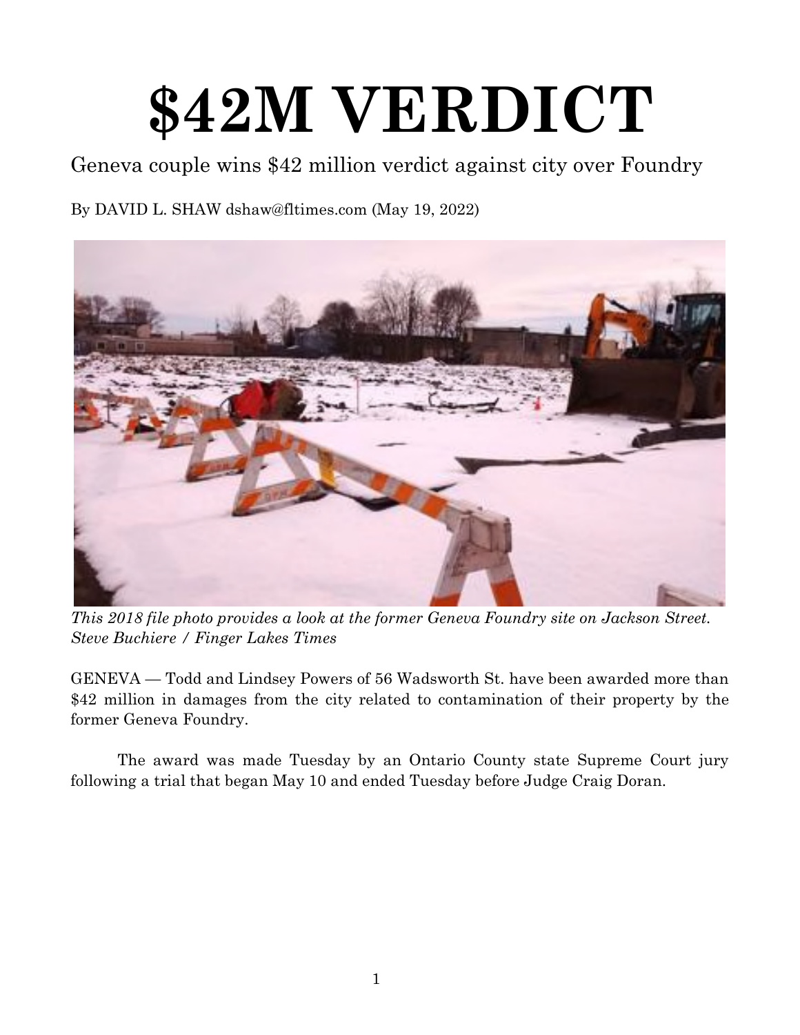# $42M VERDICT

Geneva couple wins $42 million verdict against city over Foundry

By DAVID L. SHAW dshaw@fltimes.com (May 19, 2022)

*This 2018 file photo provides a look at the former Geneva Foundry site on Jackson Street. Steve Buchiere / Finger Lakes Times*

GENEVA — Todd and Lindsey Powers of 56 Wadsworth St. have been awarded more than $42 million in damages from the city related to contamination of their property by the former Geneva Foundry.

The award was made Tuesday by an Ontario County state Supreme Court jury following a trial that began May 10 and ended Tuesday before Judge Craig Doran.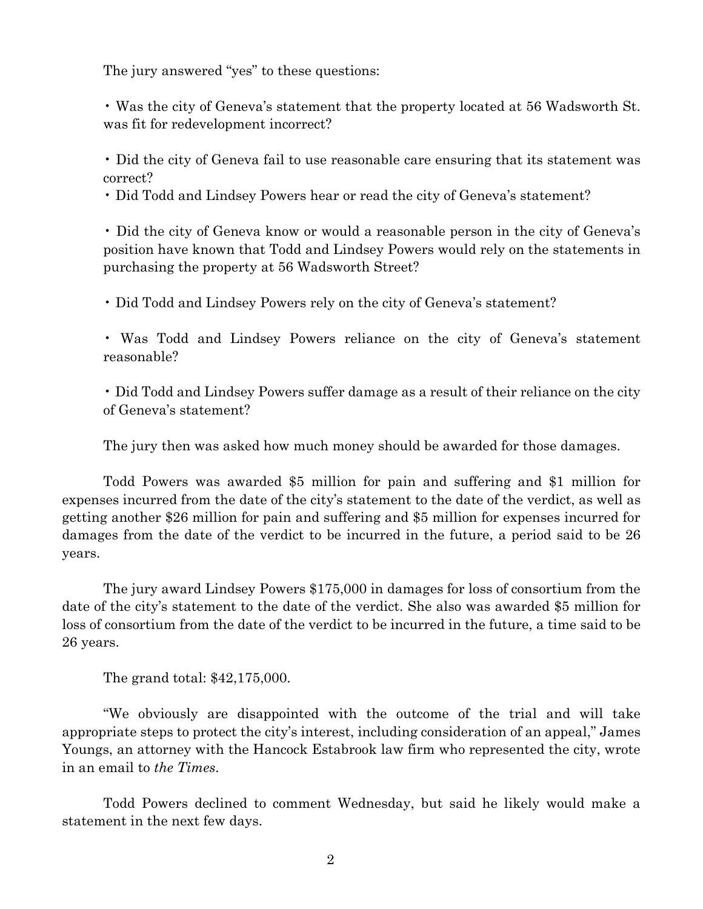The jury answered "yes" to these questions:

- Was the city of Geneva's statement that the property located at 56 Wadsworth St. was fit for redevelopment incorrect?

- Did the city of Geneva fail to use reasonable care ensuring that its statement was correct?
- Did Todd and Lindsey Powers hear or read the city of Geneva's statement?

- Did the city of Geneva know or would a reasonable person in the city of Geneva's position have known that Todd and Lindsey Powers would rely on the statements in purchasing the property at 56 Wadsworth Street?

- Did Todd and Lindsey Powers rely on the city of Geneva's statement?

- Was Todd and Lindsey Powers reliance on the city of Geneva's statement reasonable?

- Did Todd and Lindsey Powers suffer damage as a result of their reliance on the city of Geneva's statement?

The jury then was asked how much money should be awarded for those damages.

Todd Powers was awarded $5 million for pain and suffering and $1 million for expenses incurred from the date of the city's statement to the date of the verdict, as well as getting another $26 million for pain and suffering and $5 million for expenses incurred for damages from the date of the verdict to be incurred in the future, a period said to be 26 years.

The jury award Lindsey Powers $175,000 in damages for loss of consortium from the date of the city's statement to the date of the verdict. She also was awarded $5 million for loss of consortium from the date of the verdict to be incurred in the future, a time said to be 26 years.

The grand total: $42,175,000.

"We obviously are disappointed with the outcome of the trial and will take appropriate steps to protect the city's interest, including consideration of an appeal," James Youngs, an attorney with the Hancock Estabrook law firm who represented the city, wrote in an email to *the Times*.

Todd Powers declined to comment Wednesday, but said he likely would make a statement in the next few days.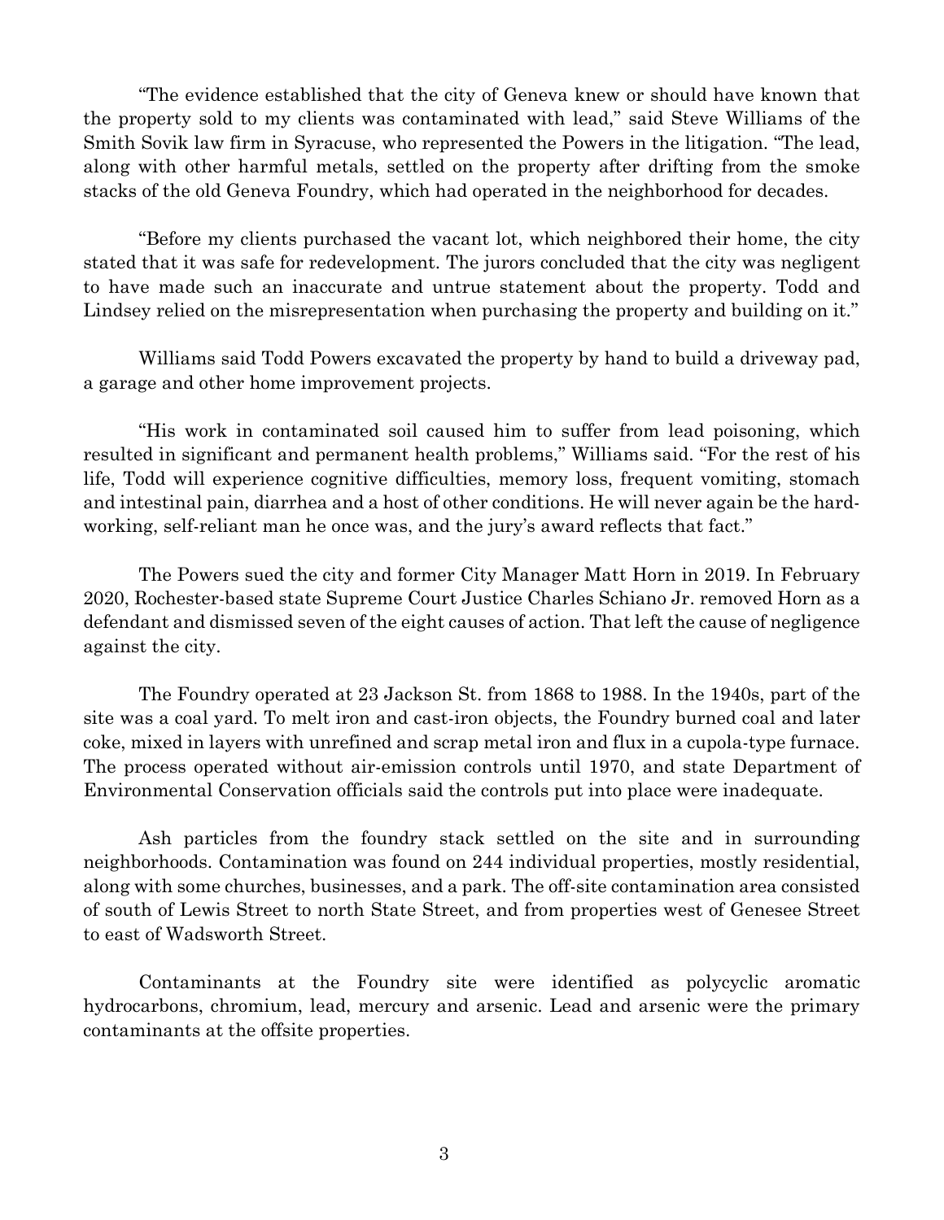"The evidence established that the city of Geneva knew or should have known that the property sold to my clients was contaminated with lead," said Steve Williams of the Smith Sovik law firm in Syracuse, who represented the Powers in the litigation. "The lead, along with other harmful metals, settled on the property after drifting from the smoke stacks of the old Geneva Foundry, which had operated in the neighborhood for decades.

"Before my clients purchased the vacant lot, which neighbored their home, the city stated that it was safe for redevelopment. The jurors concluded that the city was negligent to have made such an inaccurate and untrue statement about the property. Todd and Lindsey relied on the misrepresentation when purchasing the property and building on it."

Williams said Todd Powers excavated the property by hand to build a driveway pad, a garage and other home improvement projects.

"His work in contaminated soil caused him to suffer from lead poisoning, which resulted in significant and permanent health problems," Williams said. "For the rest of his life, Todd will experience cognitive difficulties, memory loss, frequent vomiting, stomach and intestinal pain, diarrhea and a host of other conditions. He will never again be the hard-working, self-reliant man he once was, and the jury's award reflects that fact."

The Powers sued the city and former City Manager Matt Horn in 2019. In February 2020, Rochester-based state Supreme Court Justice Charles Schiano Jr. removed Horn as a defendant and dismissed seven of the eight causes of action. That left the cause of negligence against the city.

The Foundry operated at 23 Jackson St. from 1868 to 1988. In the 1940s, part of the site was a coal yard. To melt iron and cast-iron objects, the Foundry burned coal and later coke, mixed in layers with unrefined and scrap metal iron and flux in a cupola-type furnace. The process operated without air-emission controls until 1970, and state Department of Environmental Conservation officials said the controls put into place were inadequate.

Ash particles from the foundry stack settled on the site and in surrounding neighborhoods. Contamination was found on 244 individual properties, mostly residential, along with some churches, businesses, and a park. The off-site contamination area consisted of south of Lewis Street to north State Street, and from properties west of Genesee Street to east of Wadsworth Street.

Contaminants at the Foundry site were identified as polycyclic aromatic hydrocarbons, chromium, lead, mercury and arsenic. Lead and arsenic were the primary contaminants at the offsite properties.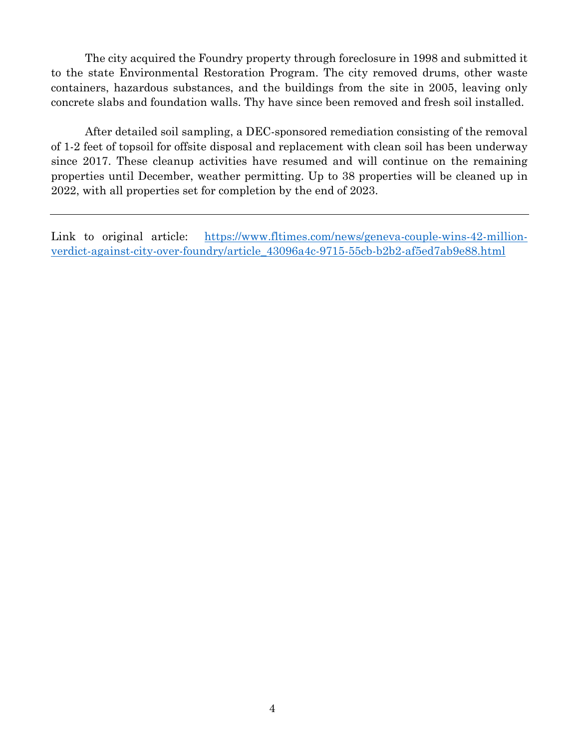The city acquired the Foundry property through foreclosure in 1998 and submitted it to the state Environmental Restoration Program. The city removed drums, other waste containers, hazardous substances, and the buildings from the site in 2005, leaving only concrete slabs and foundation walls. Thy have since been removed and fresh soil installed.

After detailed soil sampling, a DEC-sponsored remediation consisting of the removal of 1-2 feet of topsoil for offsite disposal and replacement with clean soil has been underway since 2017. These cleanup activities have resumed and will continue on the remaining properties until December, weather permitting. Up to 38 properties will be cleaned up in 2022, with all properties set for completion by the end of 2023.

---

Link to original article: [https://www.fltimes.com/news/geneva-couple-wins-42-million-verdict-against-city-over-foundry/article_43096a4c-9715-55cb-b2b2-af5ed7ab9e88.html](https://www.fltimes.com/news/geneva-couple-wins-42-million-verdict-against-city-over-foundry/article_43096a4c-9715-55cb-b2b2-af5ed7ab9e88.html)